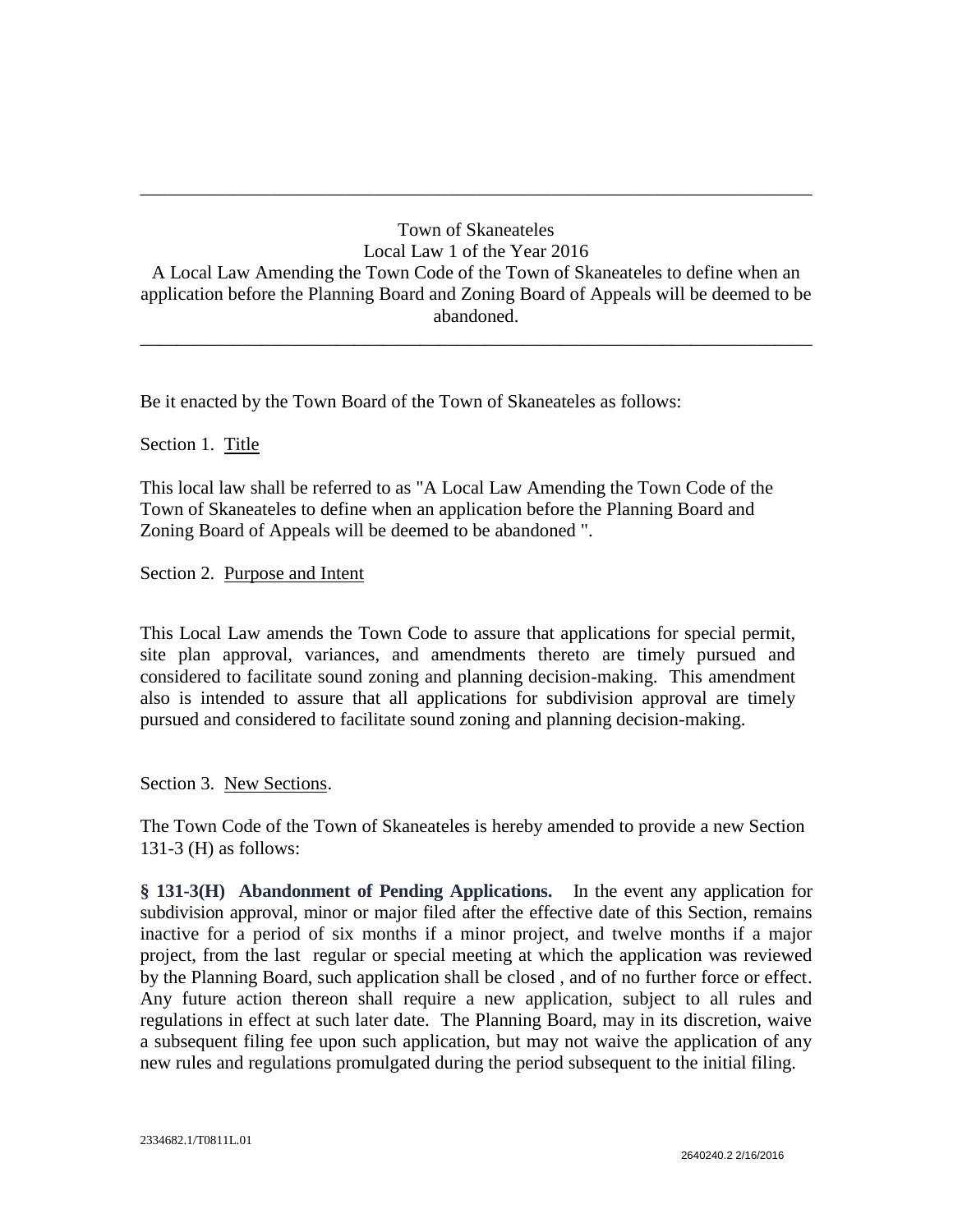---

Town of Skaneateles
Local Law 1 of the Year 2016
A Local Law Amending the Town Code of the Town of Skaneateles to define when an application before the Planning Board and Zoning Board of Appeals will be deemed to be abandoned.

---

Be it enacted by the Town Board of the Town of Skaneateles as follows:

Section 1. Title

This local law shall be referred to as "A Local Law Amending the Town Code of the Town of Skaneateles to define when an application before the Planning Board and Zoning Board of Appeals will be deemed to be abandoned ".

Section 2. Purpose and Intent

This Local Law amends the Town Code to assure that applications for special permit, site plan approval, variances, and amendments thereto are timely pursued and considered to facilitate sound zoning and planning decision-making. This amendment also is intended to assure that all applications for subdivision approval are timely pursued and considered to facilitate sound zoning and planning decision-making.

Section 3. New Sections.

The Town Code of the Town of Skaneateles is hereby amended to provide a new Section 131-3 (H) as follows:

**§ 131-3(H) Abandonment of Pending Applications.** In the event any application for subdivision approval, minor or major filed after the effective date of this Section, remains inactive for a period of six months if a minor project, and twelve months if a major project, from the last regular or special meeting at which the application was reviewed by the Planning Board, such application shall be closed , and of no further force or effect. Any future action thereon shall require a new application, subject to all rules and regulations in effect at such later date. The Planning Board, may in its discretion, waive a subsequent filing fee upon such application, but may not waive the application of any new rules and regulations promulgated during the period subsequent to the initial filing.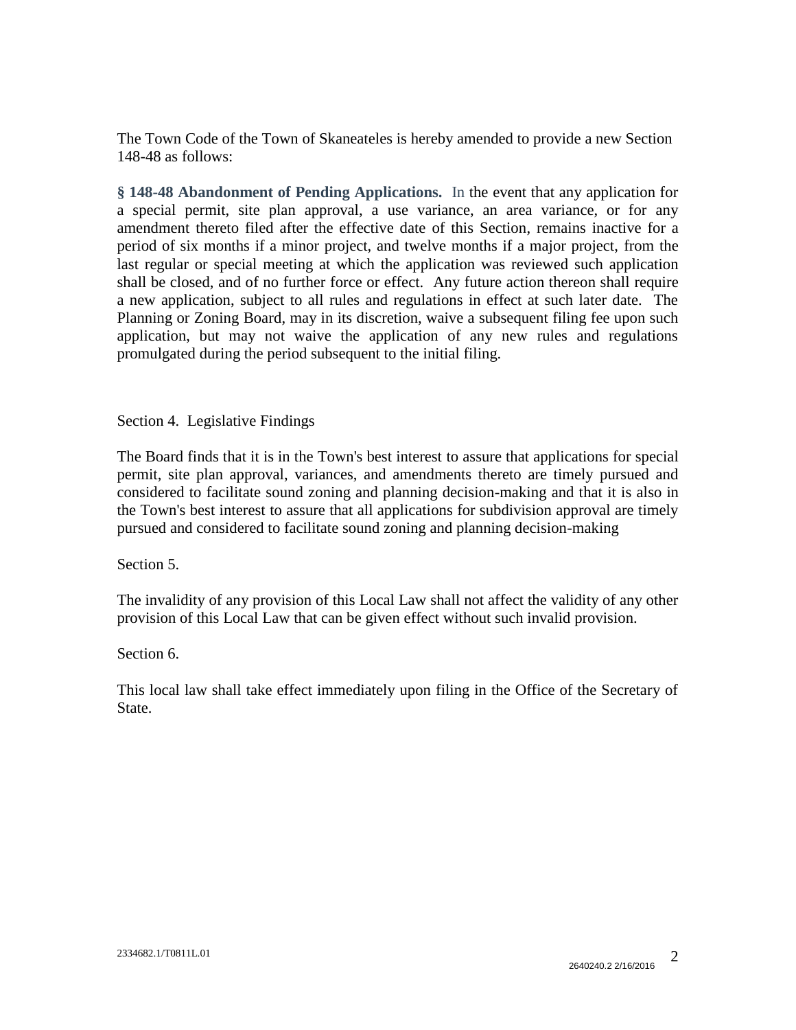The Town Code of the Town of Skaneateles is hereby amended to provide a new Section 148-48 as follows:

**§ 148-48 Abandonment of Pending Applications.** In the event that any application for a special permit, site plan approval, a use variance, an area variance, or for any amendment thereto filed after the effective date of this Section, remains inactive for a period of six months if a minor project, and twelve months if a major project, from the last regular or special meeting at which the application was reviewed such application shall be closed, and of no further force or effect. Any future action thereon shall require a new application, subject to all rules and regulations in effect at such later date. The Planning or Zoning Board, may in its discretion, waive a subsequent filing fee upon such application, but may not waive the application of any new rules and regulations promulgated during the period subsequent to the initial filing.

Section 4. Legislative Findings

The Board finds that it is in the Town's best interest to assure that applications for special permit, site plan approval, variances, and amendments thereto are timely pursued and considered to facilitate sound zoning and planning decision-making and that it is also in the Town's best interest to assure that all applications for subdivision approval are timely pursued and considered to facilitate sound zoning and planning decision-making

Section 5.

The invalidity of any provision of this Local Law shall not affect the validity of any other provision of this Local Law that can be given effect without such invalid provision.

Section 6.

This local law shall take effect immediately upon filing in the Office of the Secretary of State.

2334682.1/T0811L.01

2640240.2 2/16/2016